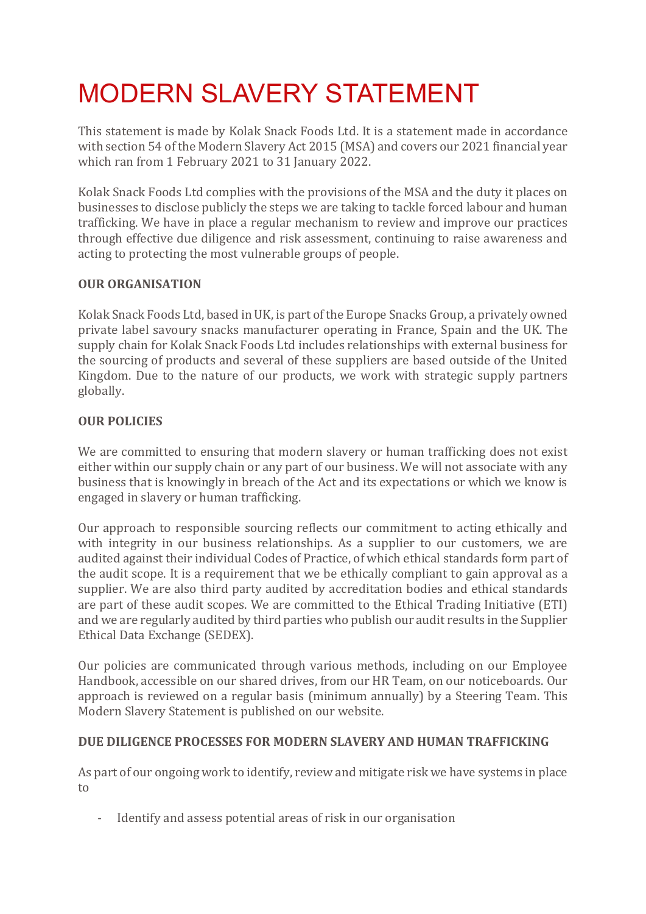# MODERN SLAVERY STATEMENT

This statement is made by Kolak Snack Foods Ltd. It is a statement made in accordance with section 54 of the Modern Slavery Act 2015 (MSA) and covers our 2021 financial year which ran from 1 February 2021 to 31 January 2022.

Kolak Snack Foods Ltd complies with the provisions of the MSA and the duty it places on businesses to disclose publicly the steps we are taking to tackle forced labour and human trafficking. We have in place a regular mechanism to review and improve our practices through effective due diligence and risk assessment, continuing to raise awareness and acting to protecting the most vulnerable groups of people.

**OUR ORGANISATION**

Kolak Snack Foods Ltd, based in UK, is part of the Europe Snacks Group, a privately owned private label savoury snacks manufacturer operating in France, Spain and the UK. The supply chain for Kolak Snack Foods Ltd includes relationships with external business for the sourcing of products and several of these suppliers are based outside of the United Kingdom. Due to the nature of our products, we work with strategic supply partners globally.

**OUR POLICIES**

We are committed to ensuring that modern slavery or human trafficking does not exist either within our supply chain or any part of our business. We will not associate with any business that is knowingly in breach of the Act and its expectations or which we know is engaged in slavery or human trafficking.

Our approach to responsible sourcing reflects our commitment to acting ethically and with integrity in our business relationships. As a supplier to our customers, we are audited against their individual Codes of Practice, of which ethical standards form part of the audit scope. It is a requirement that we be ethically compliant to gain approval as a supplier. We are also third party audited by accreditation bodies and ethical standards are part of these audit scopes. We are committed to the Ethical Trading Initiative (ETI) and we are regularly audited by third parties who publish our audit results in the Supplier Ethical Data Exchange (SEDEX).

Our policies are communicated through various methods, including on our Employee Handbook, accessible on our shared drives, from our HR Team, on our noticeboards. Our approach is reviewed on a regular basis (minimum annually) by a Steering Team. This Modern Slavery Statement is published on our website.

**DUE DILIGENCE PROCESSES FOR MODERN SLAVERY AND HUMAN TRAFFICKING**

As part of our ongoing work to identify, review and mitigate risk we have systems in place to

- Identify and assess potential areas of risk in our organisation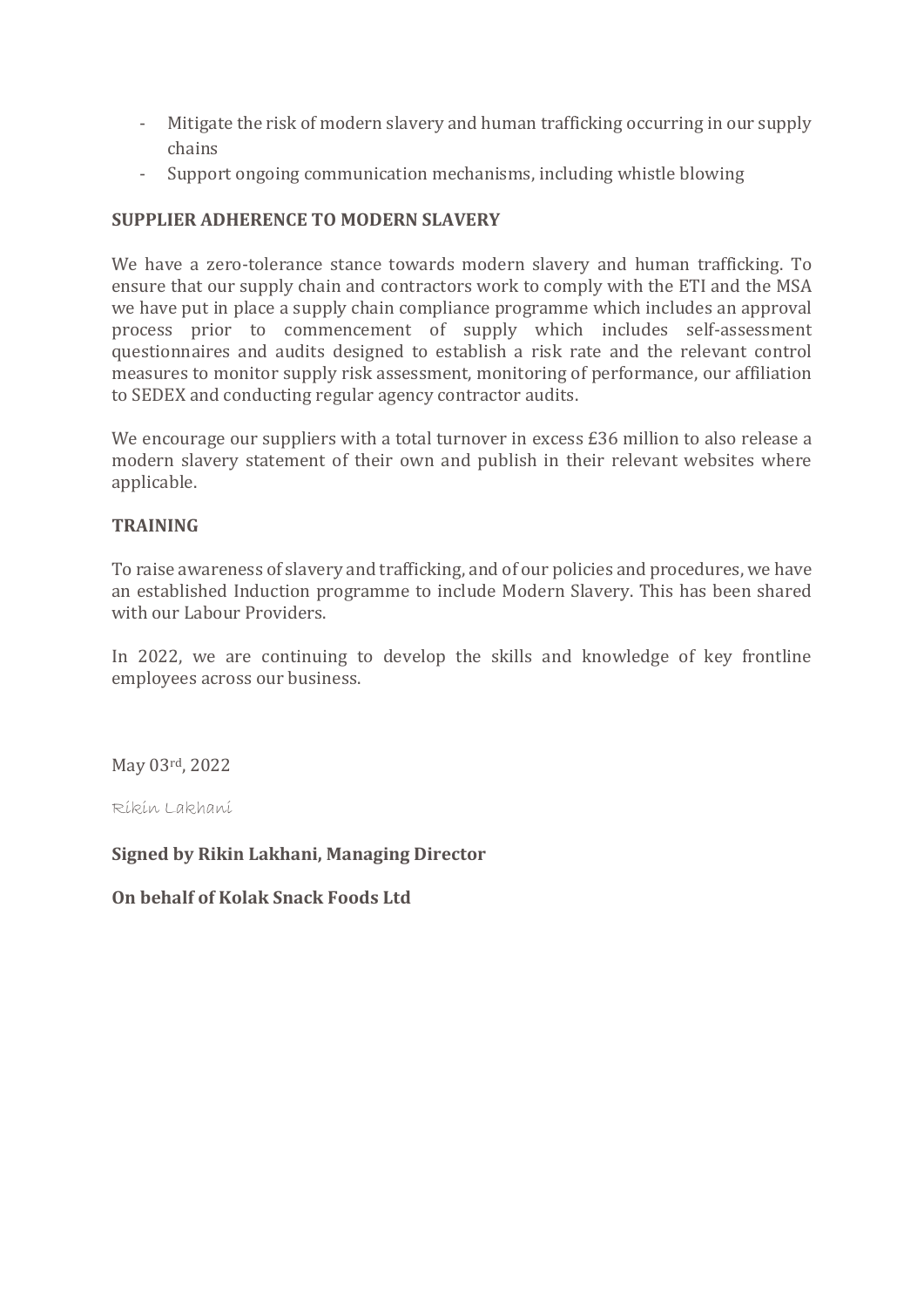- Mitigate the risk of modern slavery and human trafficking occurring in our supply chains
- Support ongoing communication mechanisms, including whistle blowing

**SUPPLIER ADHERENCE TO MODERN SLAVERY**

We have a zero-tolerance stance towards modern slavery and human trafficking. To ensure that our supply chain and contractors work to comply with the ETI and the MSA we have put in place a supply chain compliance programme which includes an approval process prior to commencement of supply which includes self-assessment questionnaires and audits designed to establish a risk rate and the relevant control measures to monitor supply risk assessment, monitoring of performance, our affiliation to SEDEX and conducting regular agency contractor audits.

We encourage our suppliers with a total turnover in excess £36 million to also release a modern slavery statement of their own and publish in their relevant websites where applicable.

**TRAINING**

To raise awareness of slavery and trafficking, and of our policies and procedures, we have an established Induction programme to include Modern Slavery. This has been shared with our Labour Providers.

In 2022, we are continuing to develop the skills and knowledge of key frontline employees across our business.

May 03rd, 2022

Rikin Lakhani

**Signed by Rikin Lakhani, Managing Director**

**On behalf of Kolak Snack Foods Ltd**